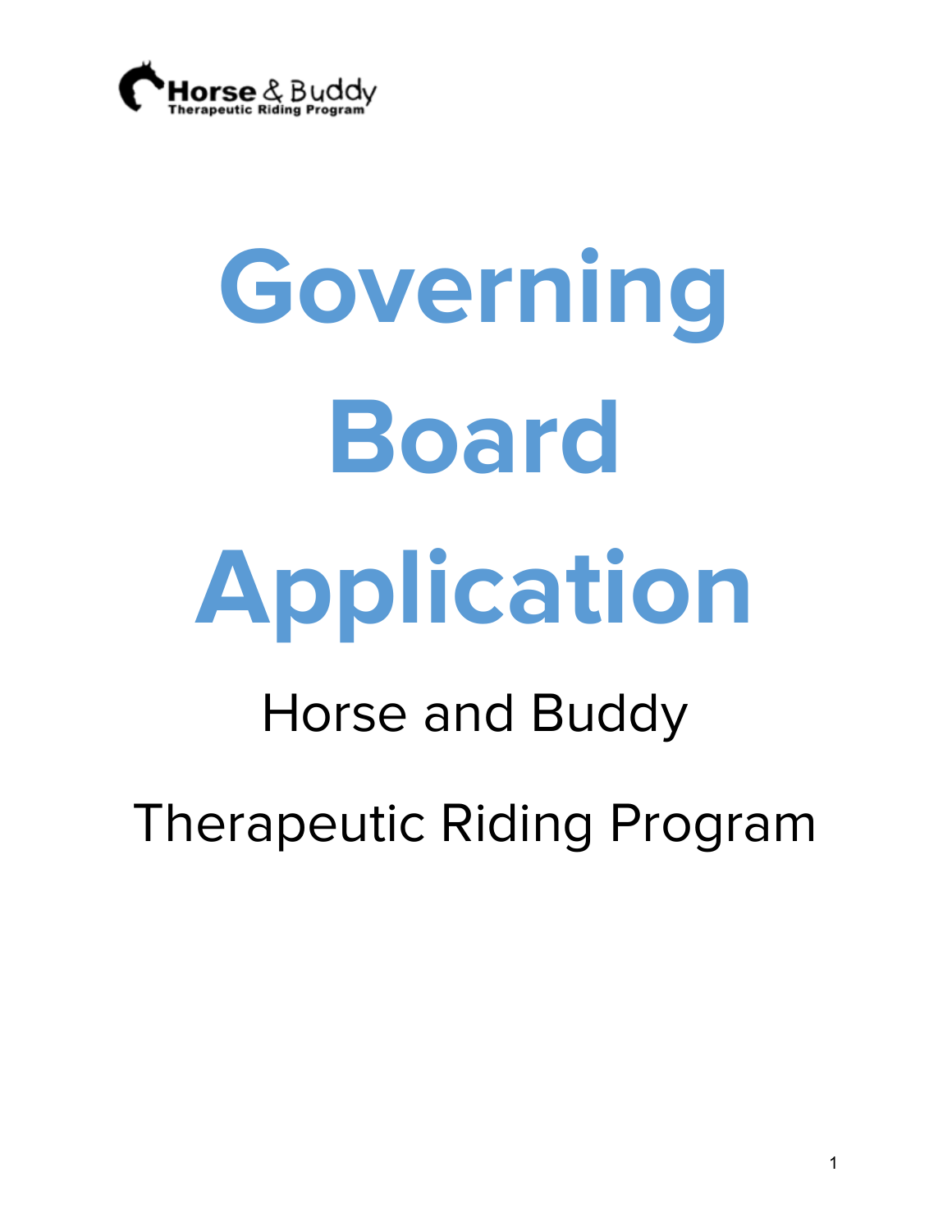Horse & Buddy
Therapeutic Riding Program

# Governing Board Application

Horse and Buddy

Therapeutic Riding Program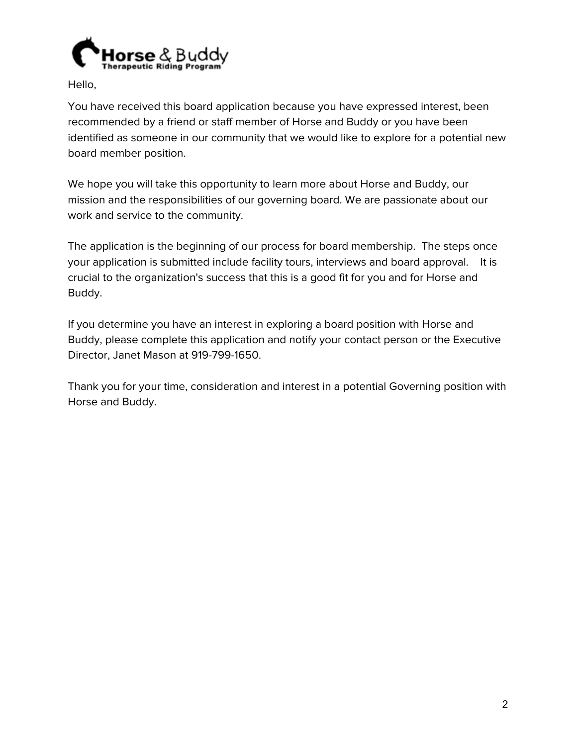Hello,

You have received this board application because you have expressed interest, been recommended by a friend or staff member of Horse and Buddy or you have been identified as someone in our community that we would like to explore for a potential new board member position.

We hope you will take this opportunity to learn more about Horse and Buddy, our mission and the responsibilities of our governing board. We are passionate about our work and service to the community.

The application is the beginning of our process for board membership. The steps once your application is submitted include facility tours, interviews and board approval. It is crucial to the organization's success that this is a good fit for you and for Horse and Buddy.

If you determine you have an interest in exploring a board position with Horse and Buddy, please complete this application and notify your contact person or the Executive Director, Janet Mason at 919-799-1650.

Thank you for your time, consideration and interest in a potential Governing position with Horse and Buddy.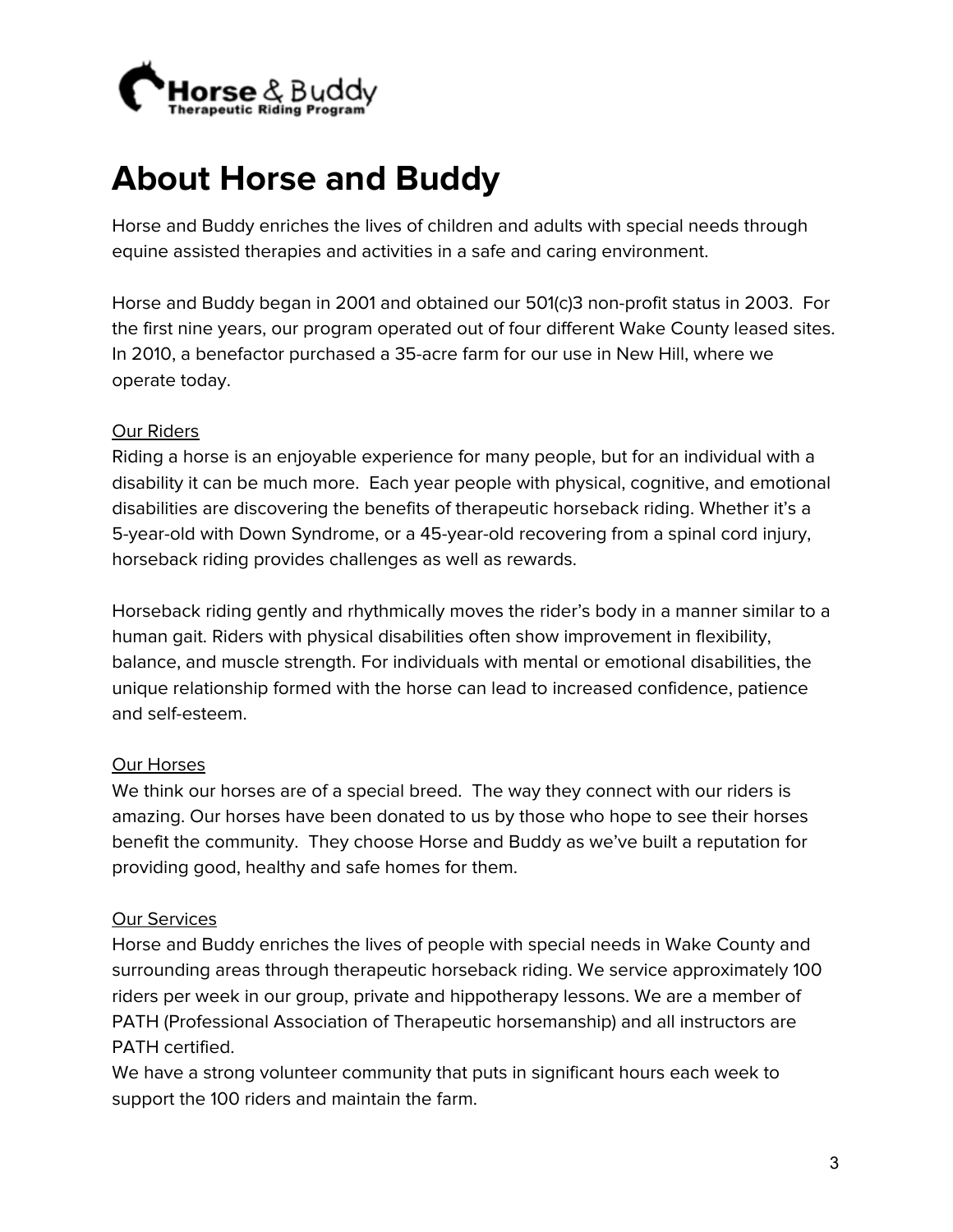# About Horse and Buddy

Horse and Buddy enriches the lives of children and adults with special needs through equine assisted therapies and activities in a safe and caring environment.

Horse and Buddy began in 2001 and obtained our 501(c)3 non-profit status in 2003. For the first nine years, our program operated out of four different Wake County leased sites. In 2010, a benefactor purchased a 35-acre farm for our use in New Hill, where we operate today.

<u>Our Riders</u>

Riding a horse is an enjoyable experience for many people, but for an individual with a disability it can be much more. Each year people with physical, cognitive, and emotional disabilities are discovering the benefits of therapeutic horseback riding. Whether it's a 5-year-old with Down Syndrome, or a 45-year-old recovering from a spinal cord injury, horseback riding provides challenges as well as rewards.

Horseback riding gently and rhythmically moves the rider's body in a manner similar to a human gait. Riders with physical disabilities often show improvement in flexibility, balance, and muscle strength. For individuals with mental or emotional disabilities, the unique relationship formed with the horse can lead to increased confidence, patience and self-esteem.

<u>Our Horses</u>

We think our horses are of a special breed. The way they connect with our riders is amazing. Our horses have been donated to us by those who hope to see their horses benefit the community. They choose Horse and Buddy as we've built a reputation for providing good, healthy and safe homes for them.

<u>Our Services</u>

Horse and Buddy enriches the lives of people with special needs in Wake County and surrounding areas through therapeutic horseback riding. We service approximately 100 riders per week in our group, private and hippotherapy lessons. We are a member of PATH (Professional Association of Therapeutic horsemanship) and all instructors are PATH certified.

We have a strong volunteer community that puts in significant hours each week to support the 100 riders and maintain the farm.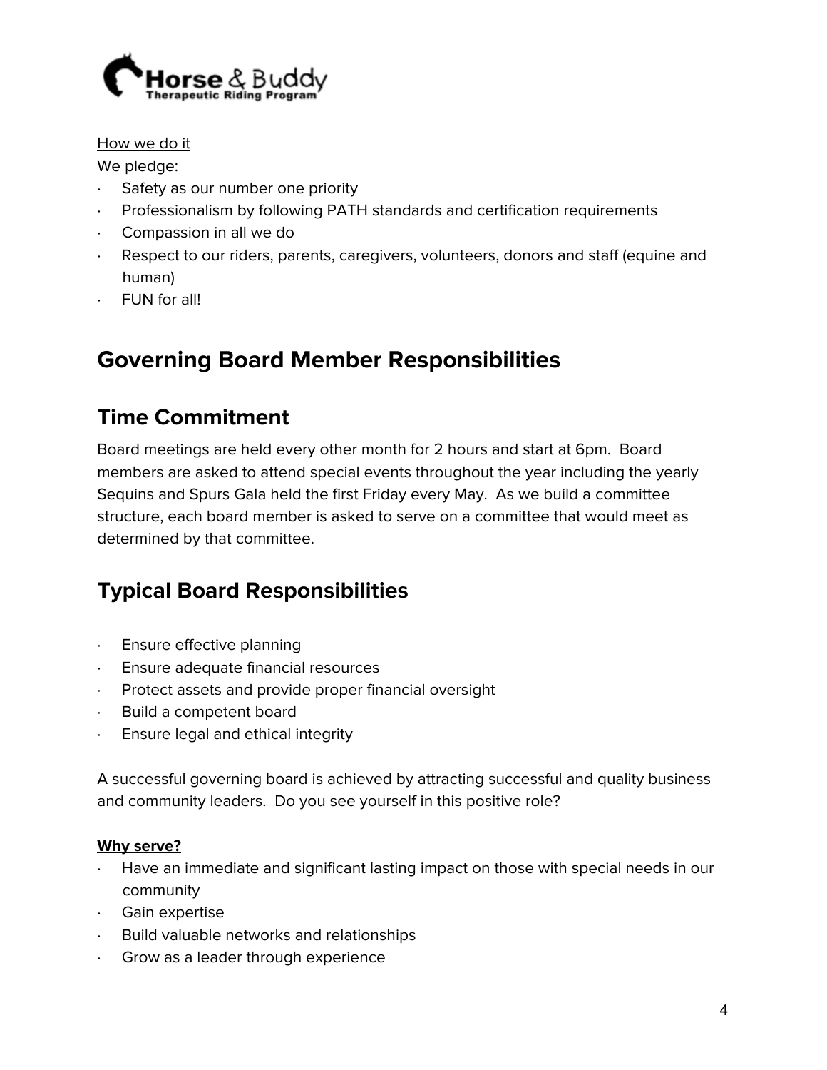How we do it

We pledge:

- Safety as our number one priority
- Professionalism by following PATH standards and certification requirements
- Compassion in all we do
- Respect to our riders, parents, caregivers, volunteers, donors and staff (equine and human)
- FUN for all!

## Governing Board Member Responsibilities

## Time Commitment

Board meetings are held every other month for 2 hours and start at 6pm. Board members are asked to attend special events throughout the year including the yearly Sequins and Spurs Gala held the first Friday every May. As we build a committee structure, each board member is asked to serve on a committee that would meet as determined by that committee.

## Typical Board Responsibilities

- Ensure effective planning
- Ensure adequate financial resources
- Protect assets and provide proper financial oversight
- Build a competent board
- Ensure legal and ethical integrity

A successful governing board is achieved by attracting successful and quality business and community leaders. Do you see yourself in this positive role?

**Why serve?**

- Have an immediate and significant lasting impact on those with special needs in our community
- Gain expertise
- Build valuable networks and relationships
- Grow as a leader through experience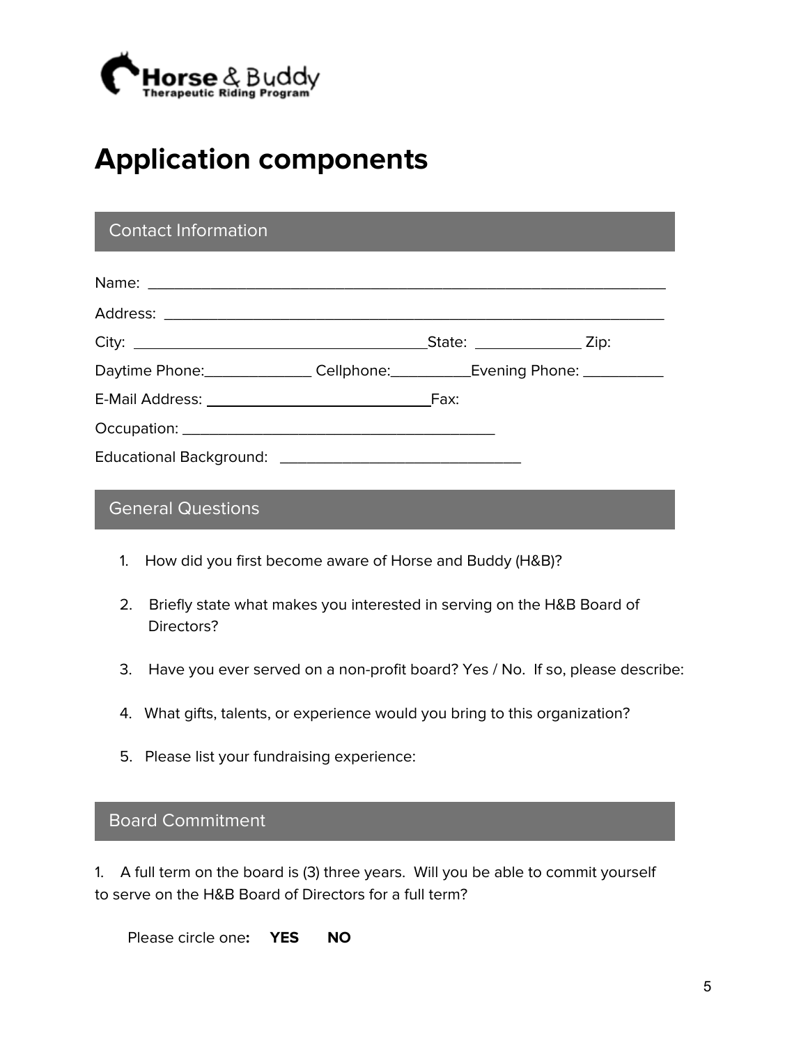# Application components

## Contact Information

Name: ___________________________________________________________________

Address: ________________________________________________________________

City: ____________________________________State: _____________ Zip:

Daytime Phone:_____________ Cellphone:__________Evening Phone: __________

E-Mail Address: _____________________________Fax:

Occupation: ________________________________________

Educational Background: ______________________________

## General Questions

1. How did you first become aware of Horse and Buddy (H&B)?
2. Briefly state what makes you interested in serving on the H&B Board of Directors?
3. Have you ever served on a non-profit board? Yes / No. If so, please describe:
4. What gifts, talents, or experience would you bring to this organization?
5. Please list your fundraising experience:

## Board Commitment

1. A full term on the board is (3) three years. Will you be able to commit yourself to serve on the H&B Board of Directors for a full term?

Please circle one**:** **YES** **NO**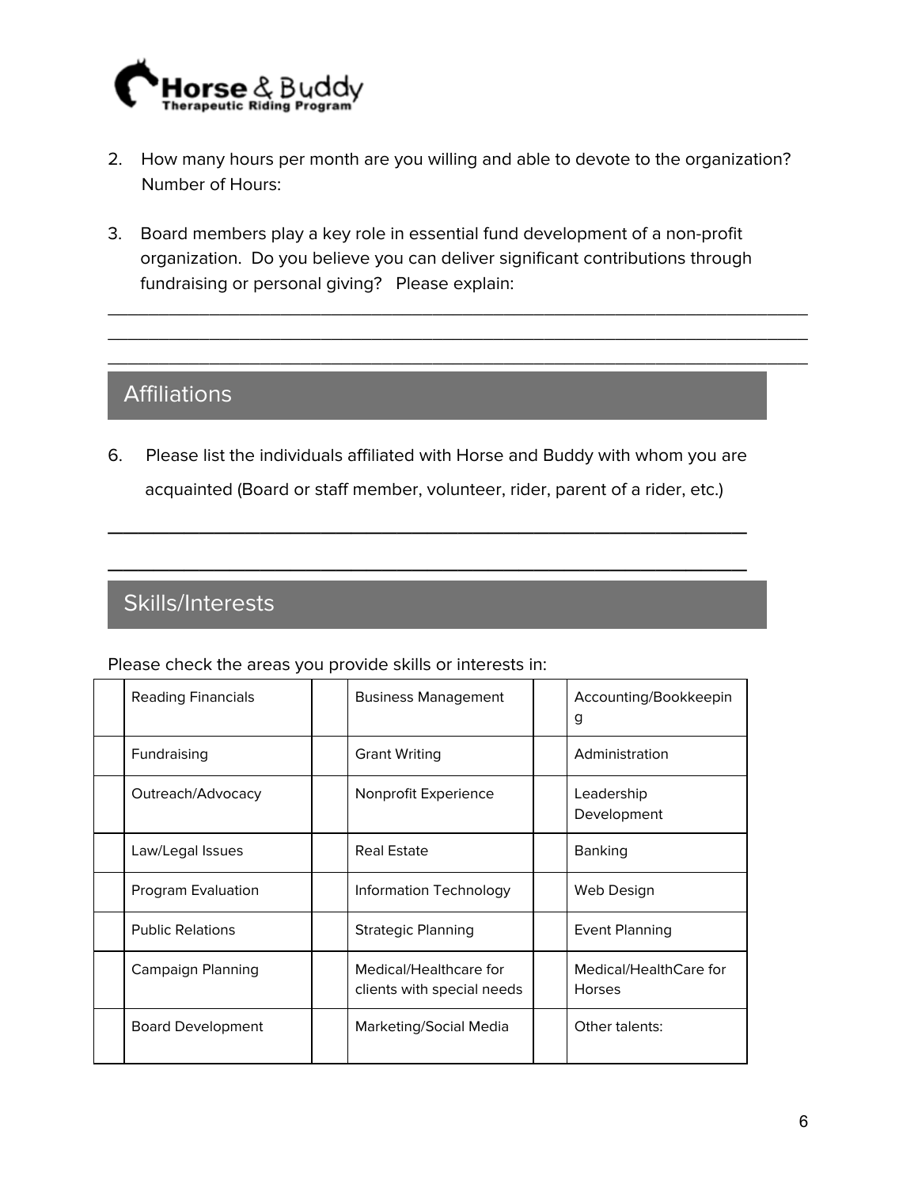2. How many hours per month are you willing and able to devote to the organization?
   Number of Hours:

3. Board members play a key role in essential fund development of a non-profit organization. Do you believe you can deliver significant contributions through fundraising or personal giving? Please explain:

________________________________________________________________________________
________________________________________________________________________________
________________________________________________________________________________

## Affiliations

6. Please list the individuals affiliated with Horse and Buddy with whom you are acquainted (Board or staff member, volunteer, rider, parent of a rider, etc.)

________________________________________________________________________

________________________________________________________________________

## Skills/Interests

Please check the areas you provide skills or interests in:

| | | | | | |
|---|---|---|---|---|---|
| | Reading Financials | | Business Management | | Accounting/Bookkeeping |
| | Fundraising | | Grant Writing | | Administration |
| | Outreach/Advocacy | | Nonprofit Experience | | Leadership Development |
| | Law/Legal Issues | | Real Estate | | Banking |
| | Program Evaluation | | Information Technology | | Web Design |
| | Public Relations | | Strategic Planning | | Event Planning |
| | Campaign Planning | | Medical/Healthcare for clients with special needs | | Medical/HealthCare for Horses |
| | Board Development | | Marketing/Social Media | | Other talents: |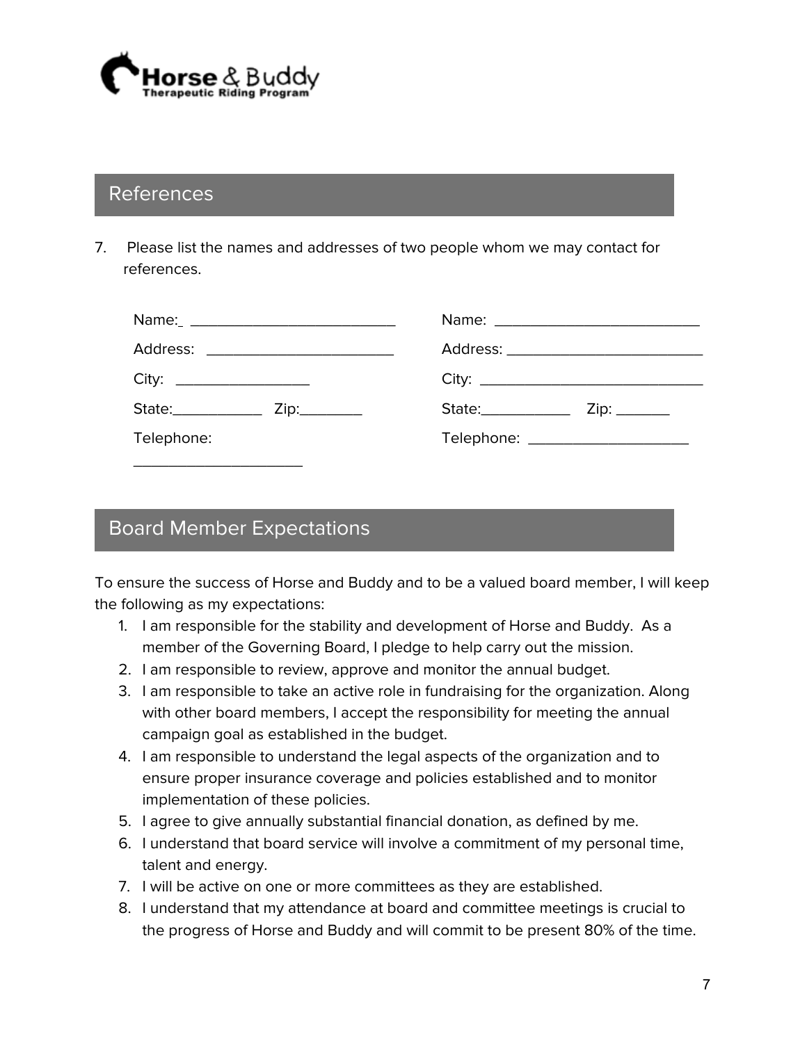## References

7. Please list the names and addresses of two people whom we may contact for references.

Name:_ ___________________________
Address: ________________________
City: _________________
State:___________ Zip:________
Telephone: ______________________

Name: __________________________
Address: _________________________
City: ____________________________
State:___________ Zip: _______
Telephone: ____________________

## Board Member Expectations

To ensure the success of Horse and Buddy and to be a valued board member, I will keep the following as my expectations:

1. I am responsible for the stability and development of Horse and Buddy. As a member of the Governing Board, I pledge to help carry out the mission.
2. I am responsible to review, approve and monitor the annual budget.
3. I am responsible to take an active role in fundraising for the organization. Along with other board members, I accept the responsibility for meeting the annual campaign goal as established in the budget.
4. I am responsible to understand the legal aspects of the organization and to ensure proper insurance coverage and policies established and to monitor implementation of these policies.
5. I agree to give annually substantial financial donation, as defined by me.
6. I understand that board service will involve a commitment of my personal time, talent and energy.
7. I will be active on one or more committees as they are established.
8. I understand that my attendance at board and committee meetings is crucial to the progress of Horse and Buddy and will commit to be present 80% of the time.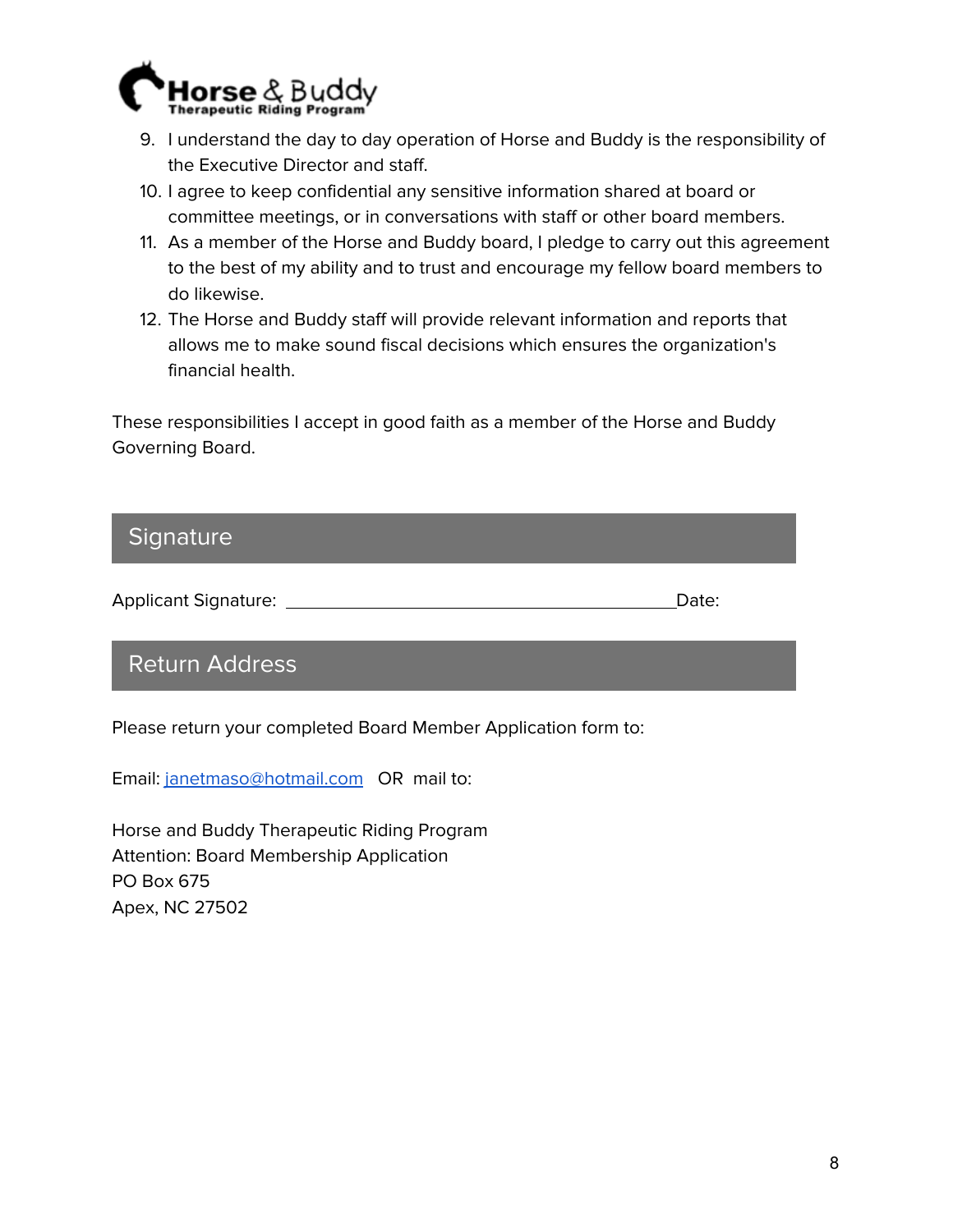9. I understand the day to day operation of Horse and Buddy is the responsibility of the Executive Director and staff.
10. I agree to keep confidential any sensitive information shared at board or committee meetings, or in conversations with staff or other board members.
11. As a member of the Horse and Buddy board, I pledge to carry out this agreement to the best of my ability and to trust and encourage my fellow board members to do likewise.
12. The Horse and Buddy staff will provide relevant information and reports that allows me to make sound fiscal decisions which ensures the organization's financial health.

These responsibilities I accept in good faith as a member of the Horse and Buddy Governing Board.

## Signature

Applicant Signature: ___________________________________________Date:

## Return Address

Please return your completed Board Member Application form to:

Email: janetmaso@hotmail.com   OR  mail to:

Horse and Buddy Therapeutic Riding Program
Attention: Board Membership Application
PO Box 675
Apex, NC 27502